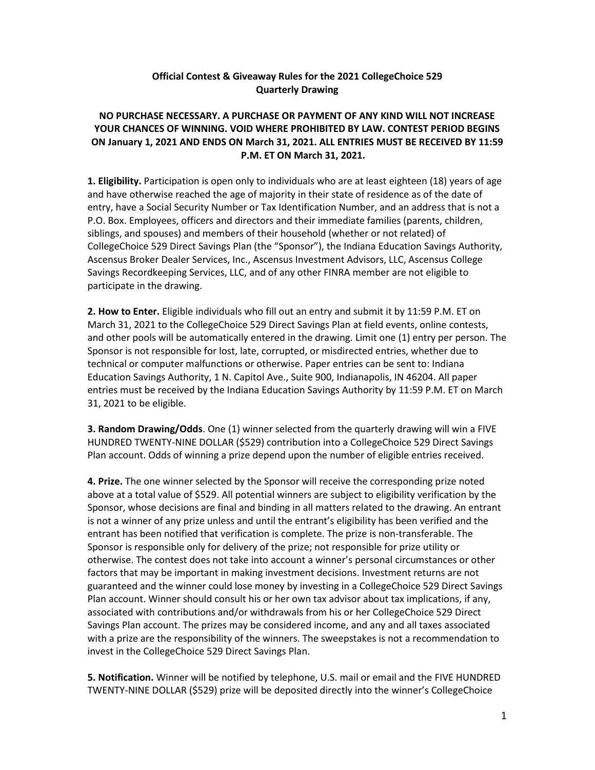# Official Contest & Giveaway Rules for the 2021 CollegeChoice 529 Quarterly Drawing

**NO PURCHASE NECESSARY. A PURCHASE OR PAYMENT OF ANY KIND WILL NOT INCREASE YOUR CHANCES OF WINNING. VOID WHERE PROHIBITED BY LAW. CONTEST PERIOD BEGINS ON January 1, 2021 AND ENDS ON March 31, 2021. ALL ENTRIES MUST BE RECEIVED BY 11:59 P.M. ET ON March 31, 2021.**

**1. Eligibility.** Participation is open only to individuals who are at least eighteen (18) years of age and have otherwise reached the age of majority in their state of residence as of the date of entry, have a Social Security Number or Tax Identification Number, and an address that is not a P.O. Box. Employees, officers and directors and their immediate families (parents, children, siblings, and spouses) and members of their household (whether or not related) of CollegeChoice 529 Direct Savings Plan (the "Sponsor"), the Indiana Education Savings Authority, Ascensus Broker Dealer Services, Inc., Ascensus Investment Advisors, LLC, Ascensus College Savings Recordkeeping Services, LLC, and of any other FINRA member are not eligible to participate in the drawing.

**2. How to Enter.** Eligible individuals who fill out an entry and submit it by 11:59 P.M. ET on March 31, 2021 to the CollegeChoice 529 Direct Savings Plan at field events, online contests, and other pools will be automatically entered in the drawing. Limit one (1) entry per person. The Sponsor is not responsible for lost, late, corrupted, or misdirected entries, whether due to technical or computer malfunctions or otherwise. Paper entries can be sent to: Indiana Education Savings Authority, 1 N. Capitol Ave., Suite 900, Indianapolis, IN 46204. All paper entries must be received by the Indiana Education Savings Authority by 11:59 P.M. ET on March 31, 2021 to be eligible.

**3. Random Drawing/Odds**. One (1) winner selected from the quarterly drawing will win a FIVE HUNDRED TWENTY-NINE DOLLAR ($529) contribution into a CollegeChoice 529 Direct Savings Plan account. Odds of winning a prize depend upon the number of eligible entries received.

**4. Prize.** The one winner selected by the Sponsor will receive the corresponding prize noted above at a total value of $529. All potential winners are subject to eligibility verification by the Sponsor, whose decisions are final and binding in all matters related to the drawing. An entrant is not a winner of any prize unless and until the entrant's eligibility has been verified and the entrant has been notified that verification is complete. The prize is non-transferable. The Sponsor is responsible only for delivery of the prize; not responsible for prize utility or otherwise. The contest does not take into account a winner's personal circumstances or other factors that may be important in making investment decisions. Investment returns are not guaranteed and the winner could lose money by investing in a CollegeChoice 529 Direct Savings Plan account. Winner should consult his or her own tax advisor about tax implications, if any, associated with contributions and/or withdrawals from his or her CollegeChoice 529 Direct Savings Plan account. The prizes may be considered income, and any and all taxes associated with a prize are the responsibility of the winners. The sweepstakes is not a recommendation to invest in the CollegeChoice 529 Direct Savings Plan.

**5. Notification.** Winner will be notified by telephone, U.S. mail or email and the FIVE HUNDRED TWENTY-NINE DOLLAR ($529) prize will be deposited directly into the winner's CollegeChoice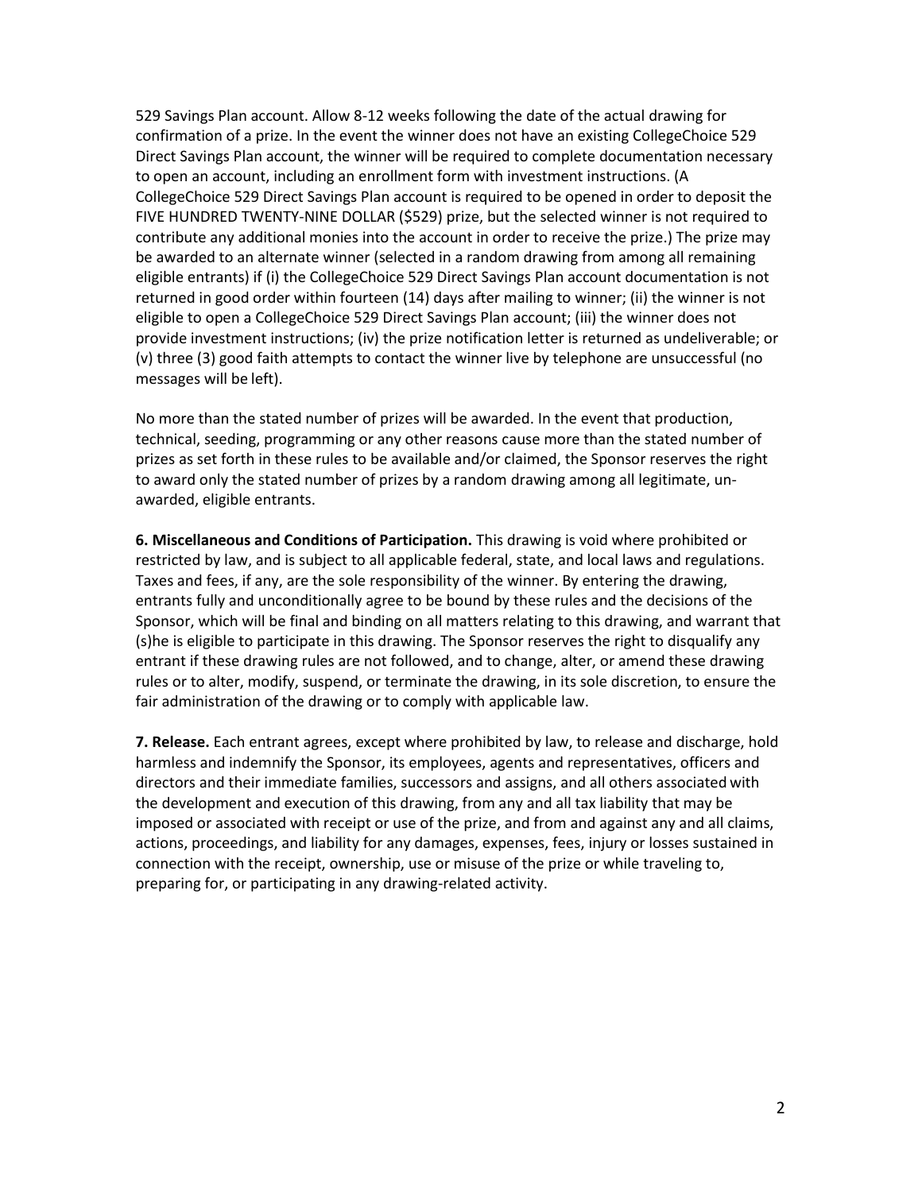529 Savings Plan account. Allow 8-12 weeks following the date of the actual drawing for confirmation of a prize. In the event the winner does not have an existing CollegeChoice 529 Direct Savings Plan account, the winner will be required to complete documentation necessary to open an account, including an enrollment form with investment instructions. (A CollegeChoice 529 Direct Savings Plan account is required to be opened in order to deposit the FIVE HUNDRED TWENTY-NINE DOLLAR ($529) prize, but the selected winner is not required to contribute any additional monies into the account in order to receive the prize.) The prize may be awarded to an alternate winner (selected in a random drawing from among all remaining eligible entrants) if (i) the CollegeChoice 529 Direct Savings Plan account documentation is not returned in good order within fourteen (14) days after mailing to winner; (ii) the winner is not eligible to open a CollegeChoice 529 Direct Savings Plan account; (iii) the winner does not provide investment instructions; (iv) the prize notification letter is returned as undeliverable; or (v) three (3) good faith attempts to contact the winner live by telephone are unsuccessful (no messages will be left).

No more than the stated number of prizes will be awarded. In the event that production, technical, seeding, programming or any other reasons cause more than the stated number of prizes as set forth in these rules to be available and/or claimed, the Sponsor reserves the right to award only the stated number of prizes by a random drawing among all legitimate, un-awarded, eligible entrants.

**6. Miscellaneous and Conditions of Participation.** This drawing is void where prohibited or restricted by law, and is subject to all applicable federal, state, and local laws and regulations. Taxes and fees, if any, are the sole responsibility of the winner. By entering the drawing, entrants fully and unconditionally agree to be bound by these rules and the decisions of the Sponsor, which will be final and binding on all matters relating to this drawing, and warrant that (s)he is eligible to participate in this drawing. The Sponsor reserves the right to disqualify any entrant if these drawing rules are not followed, and to change, alter, or amend these drawing rules or to alter, modify, suspend, or terminate the drawing, in its sole discretion, to ensure the fair administration of the drawing or to comply with applicable law.

**7. Release.** Each entrant agrees, except where prohibited by law, to release and discharge, hold harmless and indemnify the Sponsor, its employees, agents and representatives, officers and directors and their immediate families, successors and assigns, and all others associated with the development and execution of this drawing, from any and all tax liability that may be imposed or associated with receipt or use of the prize, and from and against any and all claims, actions, proceedings, and liability for any damages, expenses, fees, injury or losses sustained in connection with the receipt, ownership, use or misuse of the prize or while traveling to, preparing for, or participating in any drawing-related activity.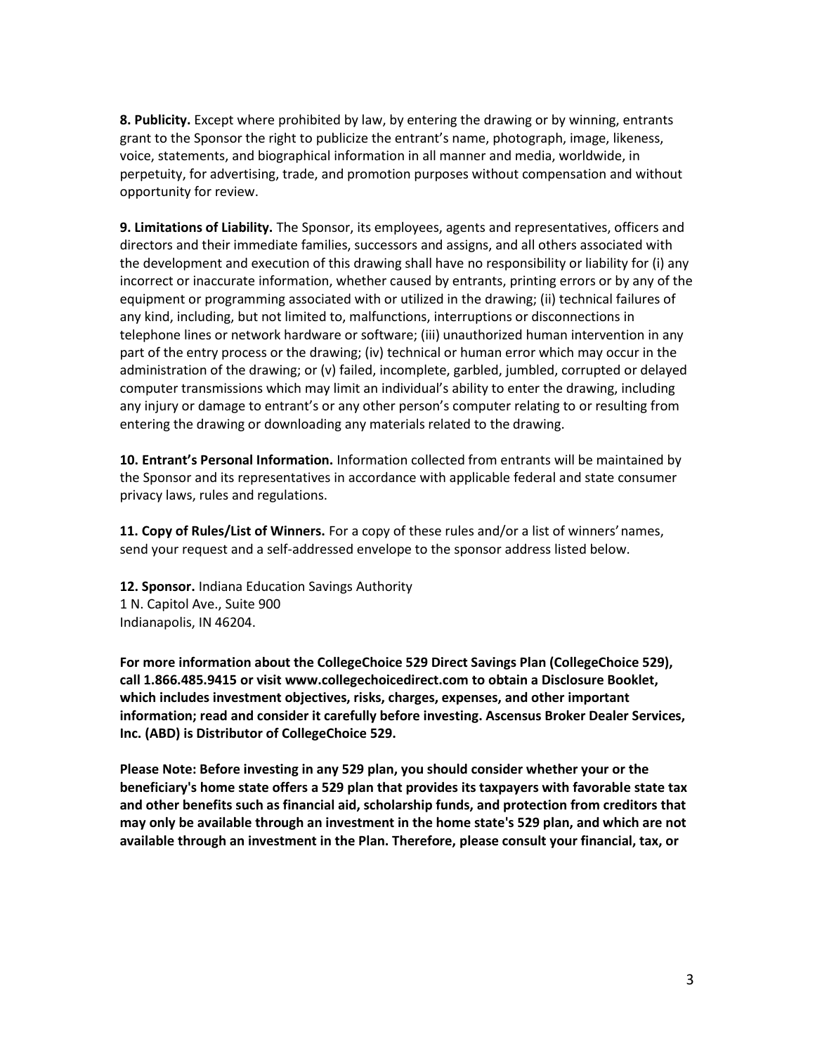**8. Publicity.** Except where prohibited by law, by entering the drawing or by winning, entrants grant to the Sponsor the right to publicize the entrant's name, photograph, image, likeness, voice, statements, and biographical information in all manner and media, worldwide, in perpetuity, for advertising, trade, and promotion purposes without compensation and without opportunity for review.

**9. Limitations of Liability.** The Sponsor, its employees, agents and representatives, officers and directors and their immediate families, successors and assigns, and all others associated with the development and execution of this drawing shall have no responsibility or liability for (i) any incorrect or inaccurate information, whether caused by entrants, printing errors or by any of the equipment or programming associated with or utilized in the drawing; (ii) technical failures of any kind, including, but not limited to, malfunctions, interruptions or disconnections in telephone lines or network hardware or software; (iii) unauthorized human intervention in any part of the entry process or the drawing; (iv) technical or human error which may occur in the administration of the drawing; or (v) failed, incomplete, garbled, jumbled, corrupted or delayed computer transmissions which may limit an individual's ability to enter the drawing, including any injury or damage to entrant's or any other person's computer relating to or resulting from entering the drawing or downloading any materials related to the drawing.

**10. Entrant's Personal Information.** Information collected from entrants will be maintained by the Sponsor and its representatives in accordance with applicable federal and state consumer privacy laws, rules and regulations.

**11. Copy of Rules/List of Winners.** For a copy of these rules and/or a list of winners' names, send your request and a self-addressed envelope to the sponsor address listed below.

**12. Sponsor.** Indiana Education Savings Authority
1 N. Capitol Ave., Suite 900
Indianapolis, IN 46204.

**For more information about the CollegeChoice 529 Direct Savings Plan (CollegeChoice 529), call 1.866.485.9415 or visit www.collegechoicedirect.com to obtain a Disclosure Booklet, which includes investment objectives, risks, charges, expenses, and other important information; read and consider it carefully before investing. Ascensus Broker Dealer Services, Inc. (ABD) is Distributor of CollegeChoice 529.**

**Please Note: Before investing in any 529 plan, you should consider whether your or the beneficiary's home state offers a 529 plan that provides its taxpayers with favorable state tax and other benefits such as financial aid, scholarship funds, and protection from creditors that may only be available through an investment in the home state's 529 plan, and which are not available through an investment in the Plan. Therefore, please consult your financial, tax, or**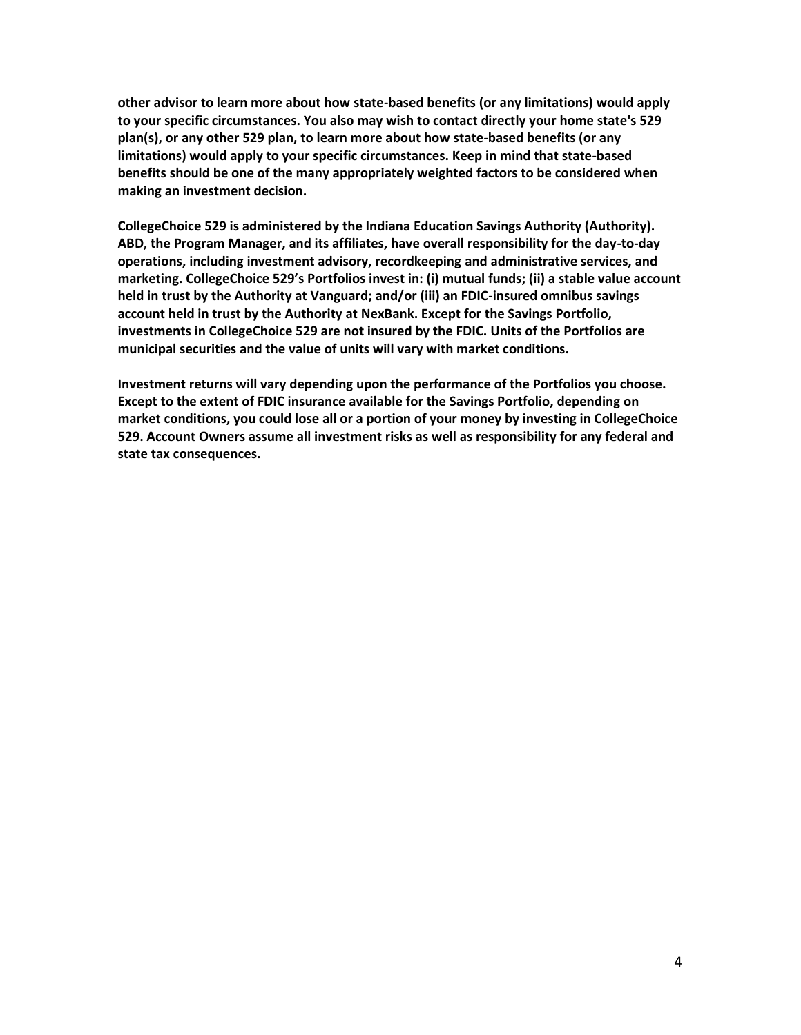**other advisor to learn more about how state-based benefits (or any limitations) would apply to your specific circumstances. You also may wish to contact directly your home state's 529 plan(s), or any other 529 plan, to learn more about how state-based benefits (or any limitations) would apply to your specific circumstances. Keep in mind that state-based benefits should be one of the many appropriately weighted factors to be considered when making an investment decision.**

**CollegeChoice 529 is administered by the Indiana Education Savings Authority (Authority). ABD, the Program Manager, and its affiliates, have overall responsibility for the day-to-day operations, including investment advisory, recordkeeping and administrative services, and marketing. CollegeChoice 529's Portfolios invest in: (i) mutual funds; (ii) a stable value account held in trust by the Authority at Vanguard; and/or (iii) an FDIC-insured omnibus savings account held in trust by the Authority at NexBank. Except for the Savings Portfolio, investments in CollegeChoice 529 are not insured by the FDIC. Units of the Portfolios are municipal securities and the value of units will vary with market conditions.**

**Investment returns will vary depending upon the performance of the Portfolios you choose. Except to the extent of FDIC insurance available for the Savings Portfolio, depending on market conditions, you could lose all or a portion of your money by investing in CollegeChoice 529. Account Owners assume all investment risks as well as responsibility for any federal and state tax consequences.**